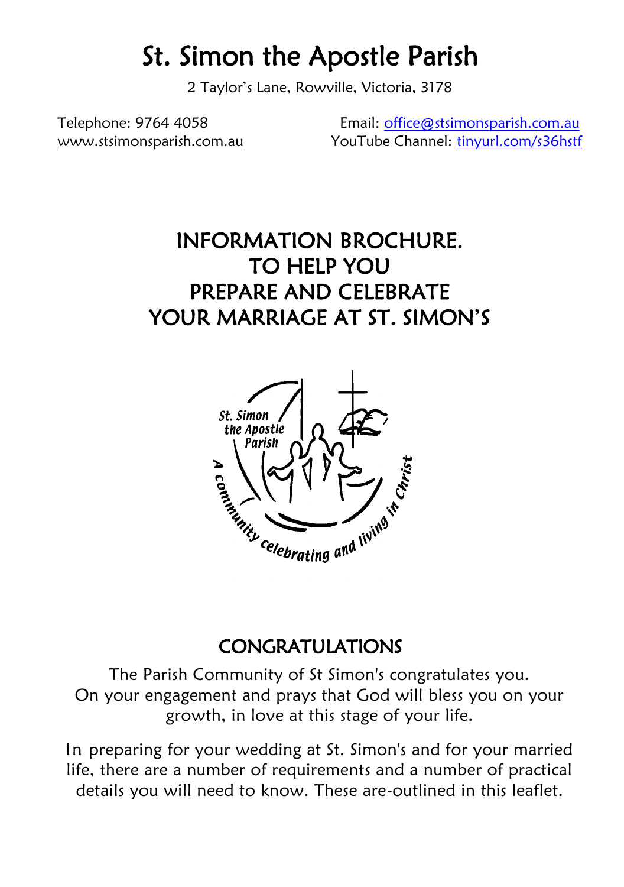# St. Simon the Apostle Parish

2 Taylor's Lane, Rowville, Victoria, 3178

Telephone: 9764 4058
www.stsimonsparish.com.au

Email: office@stsimonsparish.com.au
YouTube Channel: tinyurl.com/s36hstf

## INFORMATION BROCHURE. TO HELP YOU PREPARE AND CELEBRATE YOUR MARRIAGE AT ST. SIMON'S

St. Simon the Apostle Parish

A community celebrating and living in Christ

## CONGRATULATIONS

The Parish Community of St Simon's congratulates you. On your engagement and prays that God will bless you on your growth, in love at this stage of your life.

In preparing for your wedding at St. Simon's and for your married life, there are a number of requirements and a number of practical details you will need to know. These are-outlined in this leaflet.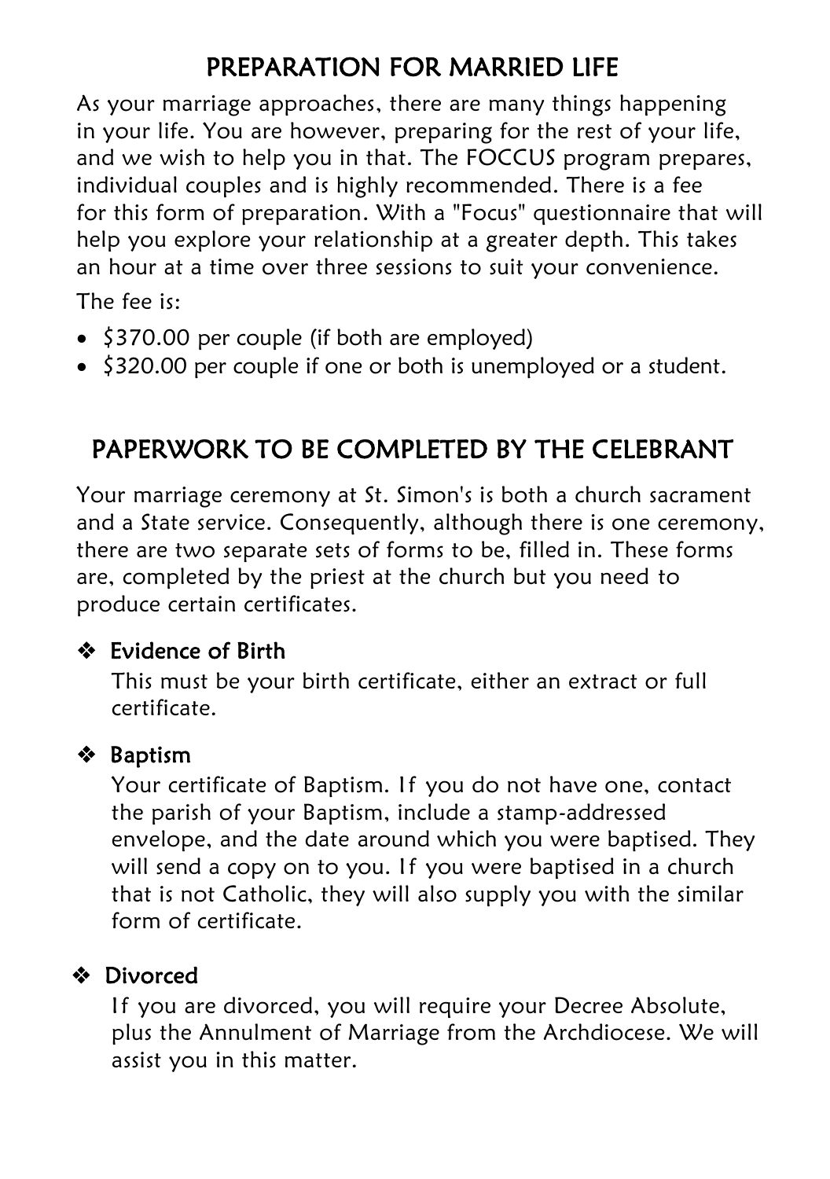## PREPARATION FOR MARRIED LIFE

As your marriage approaches, there are many things happening in your life. You are however, preparing for the rest of your life, and we wish to help you in that. The FOCCUS program prepares, individual couples and is highly recommended. There is a fee for this form of preparation. With a "Focus" questionnaire that will help you explore your relationship at a greater depth. This takes an hour at a time over three sessions to suit your convenience.

The fee is:

- $370.00 per couple (if both are employed)
- $320.00 per couple if one or both is unemployed or a student.

## PAPERWORK TO BE COMPLETED BY THE CELEBRANT

Your marriage ceremony at St. Simon's is both a church sacrament and a State service. Consequently, although there is one ceremony, there are two separate sets of forms to be, filled in. These forms are, completed by the priest at the church but you need to produce certain certificates.

- **Evidence of Birth**

  This must be your birth certificate, either an extract or full certificate.

- **Baptism**

  Your certificate of Baptism. If you do not have one, contact the parish of your Baptism, include a stamp-addressed envelope, and the date around which you were baptised. They will send a copy on to you. If you were baptised in a church that is not Catholic, they will also supply you with the similar form of certificate.

- **Divorced**

  If you are divorced, you will require your Decree Absolute, plus the Annulment of Marriage from the Archdiocese. We will assist you in this matter.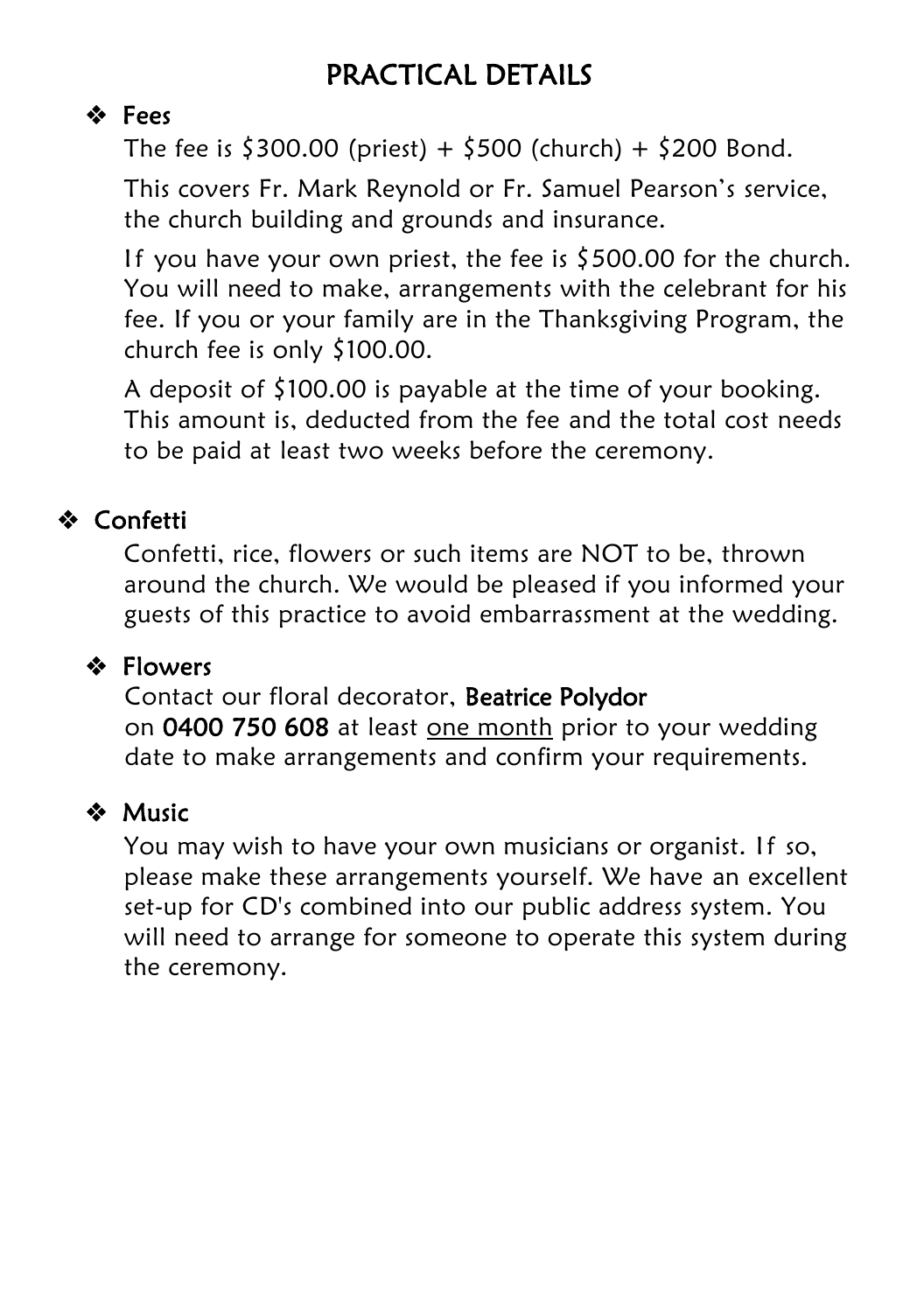# PRACTICAL DETAILS

- **Fees**

  The fee is $300.00 (priest) + $500 (church) + $200 Bond.

  This covers Fr. Mark Reynold or Fr. Samuel Pearson's service, the church building and grounds and insurance.

  If you have your own priest, the fee is $500.00 for the church. You will need to make, arrangements with the celebrant for his fee. If you or your family are in the Thanksgiving Program, the church fee is only $100.00.

  A deposit of $100.00 is payable at the time of your booking. This amount is, deducted from the fee and the total cost needs to be paid at least two weeks before the ceremony.

- **Confetti**

  Confetti, rice, flowers or such items are NOT to be, thrown around the church. We would be pleased if you informed your guests of this practice to avoid embarrassment at the wedding.

- **Flowers**

  Contact our floral decorator, **Beatrice Polydor** on **0400 750 608** at least <u>one month</u> prior to your wedding date to make arrangements and confirm your requirements.

- **Music**

  You may wish to have your own musicians or organist. If so, please make these arrangements yourself. We have an excellent set-up for CD's combined into our public address system. You will need to arrange for someone to operate this system during the ceremony.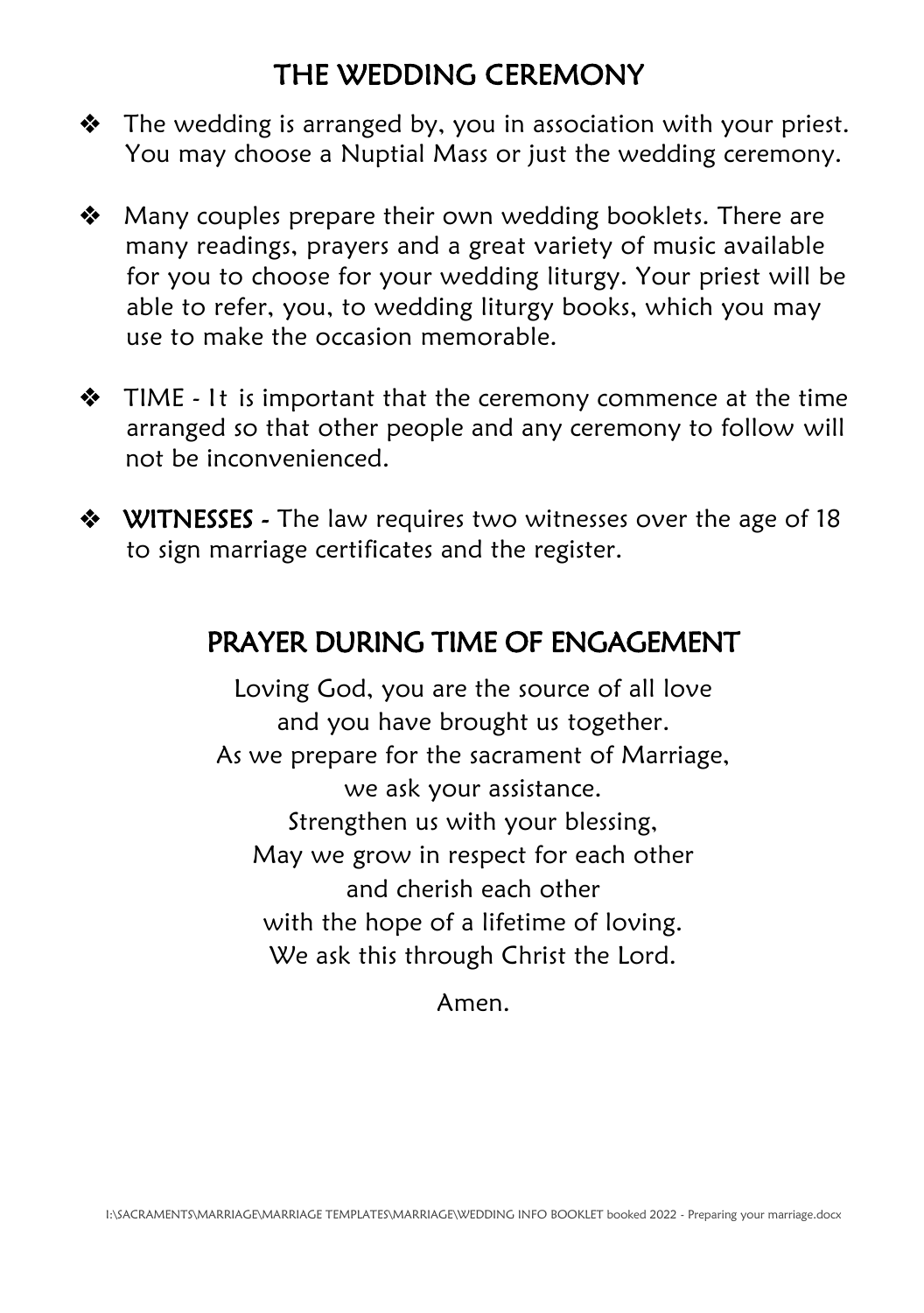## THE WEDDING CEREMONY

- The wedding is arranged by, you in association with your priest. You may choose a Nuptial Mass or just the wedding ceremony.
- Many couples prepare their own wedding booklets. There are many readings, prayers and a great variety of music available for you to choose for your wedding liturgy. Your priest will be able to refer, you, to wedding liturgy books, which you may use to make the occasion memorable.
- TIME - It is important that the ceremony commence at the time arranged so that other people and any ceremony to follow will not be inconvenienced.
- **WITNESSES -** The law requires two witnesses over the age of 18 to sign marriage certificates and the register.

## PRAYER DURING TIME OF ENGAGEMENT

Loving God, you are the source of all love
and you have brought us together.
As we prepare for the sacrament of Marriage,
we ask your assistance.
Strengthen us with your blessing,
May we grow in respect for each other
and cherish each other
with the hope of a lifetime of loving.
We ask this through Christ the Lord.

Amen.

I:\SACRAMENTS\MARRIAGE\MARRIAGE TEMPLATES\MARRIAGE\WEDDING INFO BOOKLET booked 2022 - Preparing your marriage.docx